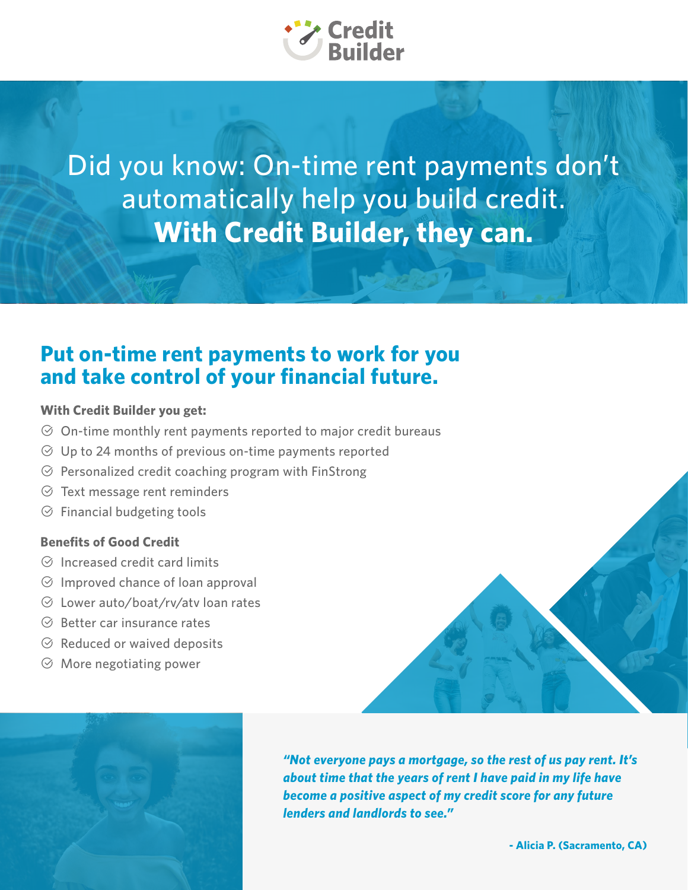Credit Builder

# Did you know: On-time rent payments don't automatically help you build credit. **With Credit Builder, they can.**

## Put on-time rent payments to work for you and take control of your financial future.

**With Credit Builder you get:**

- On-time monthly rent payments reported to major credit bureaus
- Up to 24 months of previous on-time payments reported
- Personalized credit coaching program with FinStrong
- Text message rent reminders
- Financial budgeting tools

**Benefits of Good Credit**

- Increased credit card limits
- Improved chance of loan approval
- Lower auto/boat/rv/atv loan rates
- Better car insurance rates
- Reduced or waived deposits
- More negotiating power

***"Not everyone pays a mortgage, so the rest of us pay rent. It's about time that the years of rent I have paid in my life have become a positive aspect of my credit score for any future lenders and landlords to see."***

**- Alicia P. (Sacramento, CA)**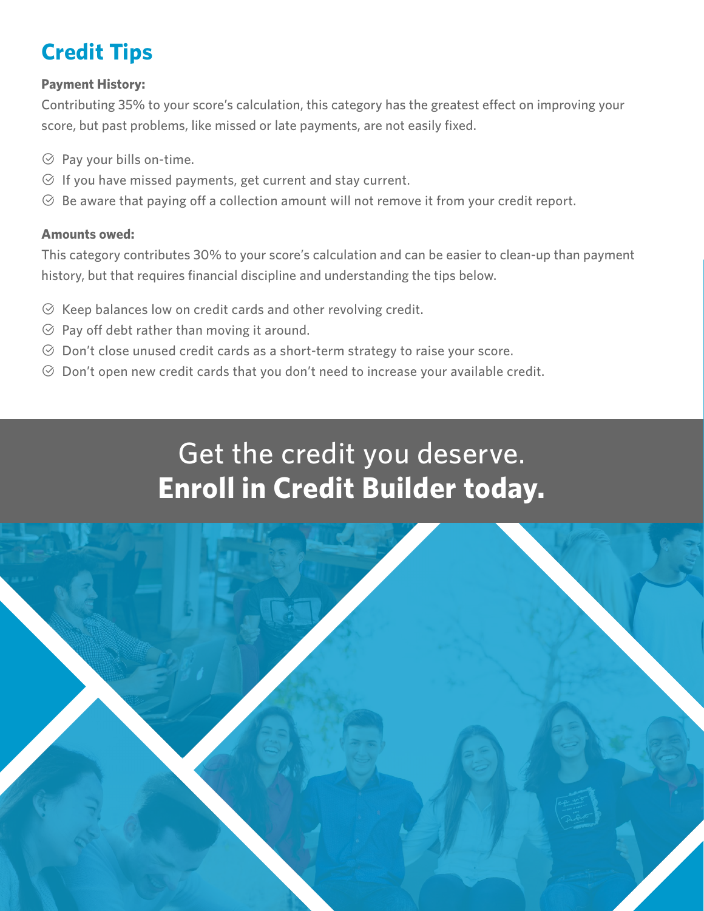## Credit Tips

**Payment History:**

Contributing 35% to your score's calculation, this category has the greatest effect on improving your score, but past problems, like missed or late payments, are not easily fixed.

- Pay your bills on-time.
- If you have missed payments, get current and stay current.
- Be aware that paying off a collection amount will not remove it from your credit report.

**Amounts owed:**

This category contributes 30% to your score's calculation and can be easier to clean-up than payment history, but that requires financial discipline and understanding the tips below.

- Keep balances low on credit cards and other revolving credit.
- Pay off debt rather than moving it around.
- Don't close unused credit cards as a short-term strategy to raise your score.
- Don't open new credit cards that you don't need to increase your available credit.

Get the credit you deserve.
**Enroll in Credit Builder today.**